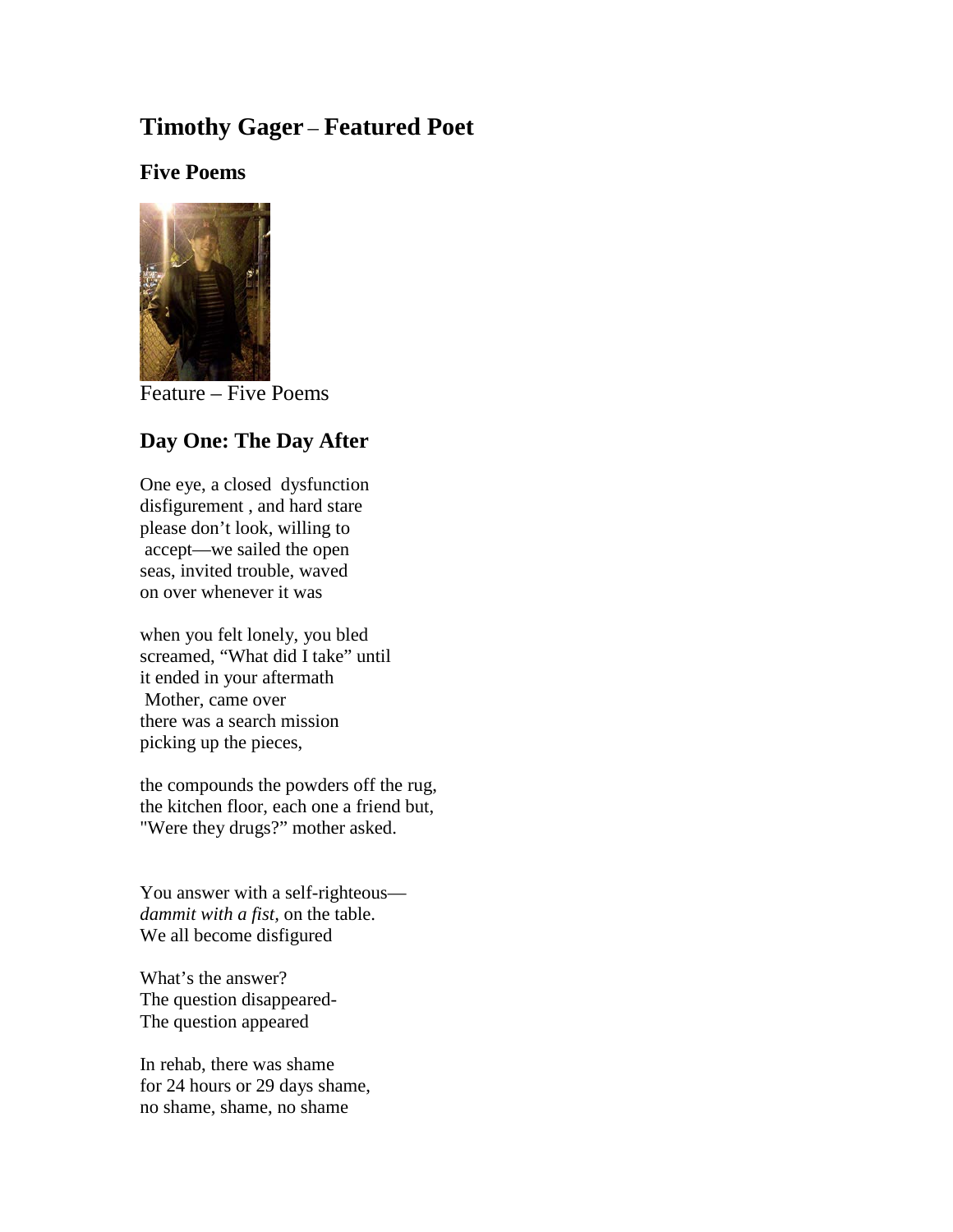# Timothy Gager – Featured Poet

## Five Poems

Feature – Five Poems

## Day One: The Day After

One eye, a closed  dysfunction
disfigurement , and hard stare
please don't look, willing to
 accept—we sailed the open
seas, invited trouble, waved
on over whenever it was

when you felt lonely, you bled
screamed, "What did I take" until
it ended in your aftermath
 Mother, came over
there was a search mission
picking up the pieces,

the compounds the powders off the rug,
the kitchen floor, each one a friend but,
"Were they drugs?" mother asked.

You answer with a self-righteous—
*dammit with a fist*, on the table.
We all become disfigured

What's the answer?
The question disappeared-
The question appeared

In rehab, there was shame
for 24 hours or 29 days shame,
no shame, shame, no shame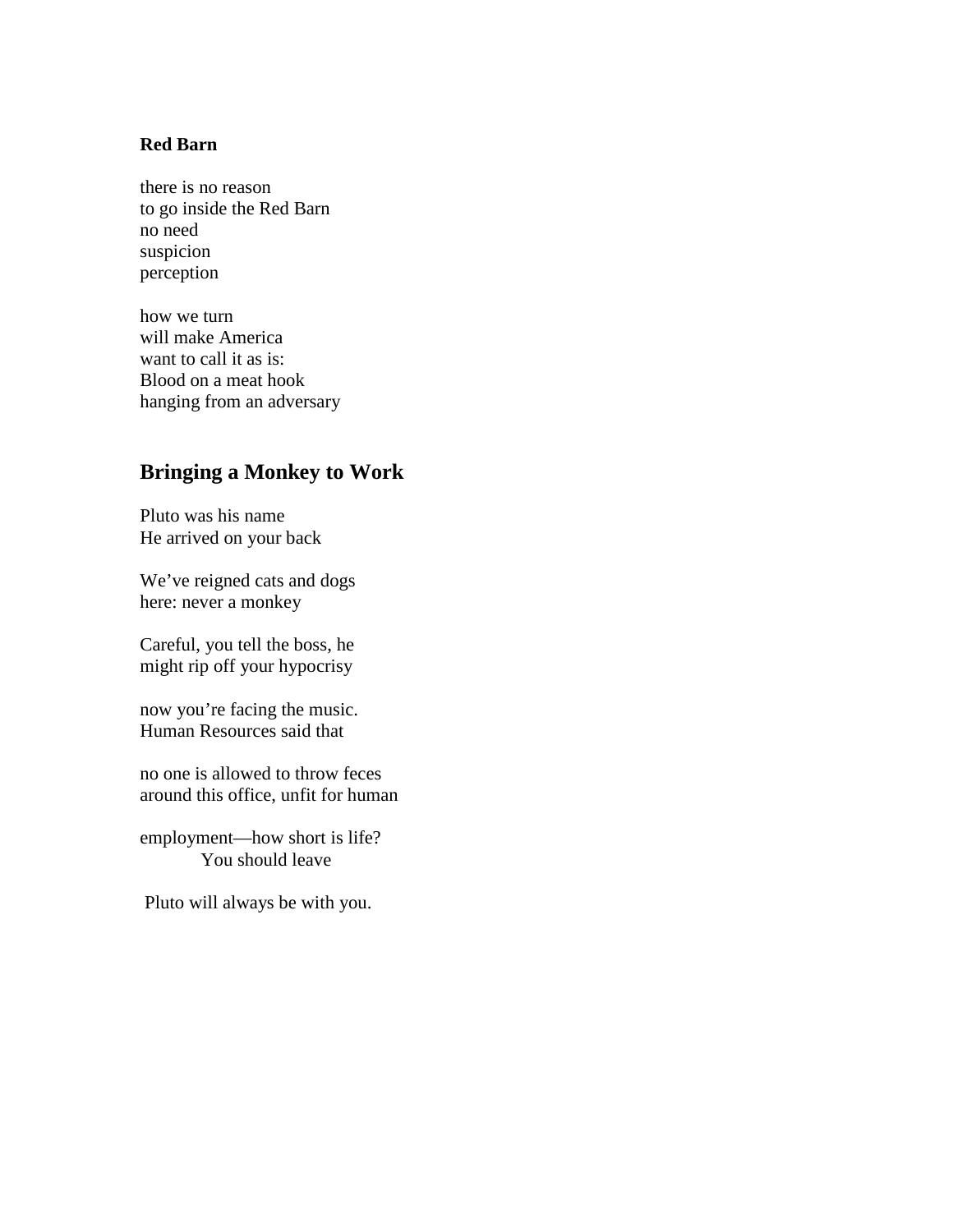**Red Barn**

there is no reason
to go inside the Red Barn
no need
suspicion
perception

how we turn
will make America
want to call it as is:
Blood on a meat hook
hanging from an adversary

## Bringing a Monkey to Work

Pluto was his name
He arrived on your back

We've reigned cats and dogs
here: never a monkey

Careful, you tell the boss, he
might rip off your hypocrisy

now you're facing the music.
Human Resources said that

no one is allowed to throw feces
around this office, unfit for human

employment—how short is life?
    You should leave

Pluto will always be with you.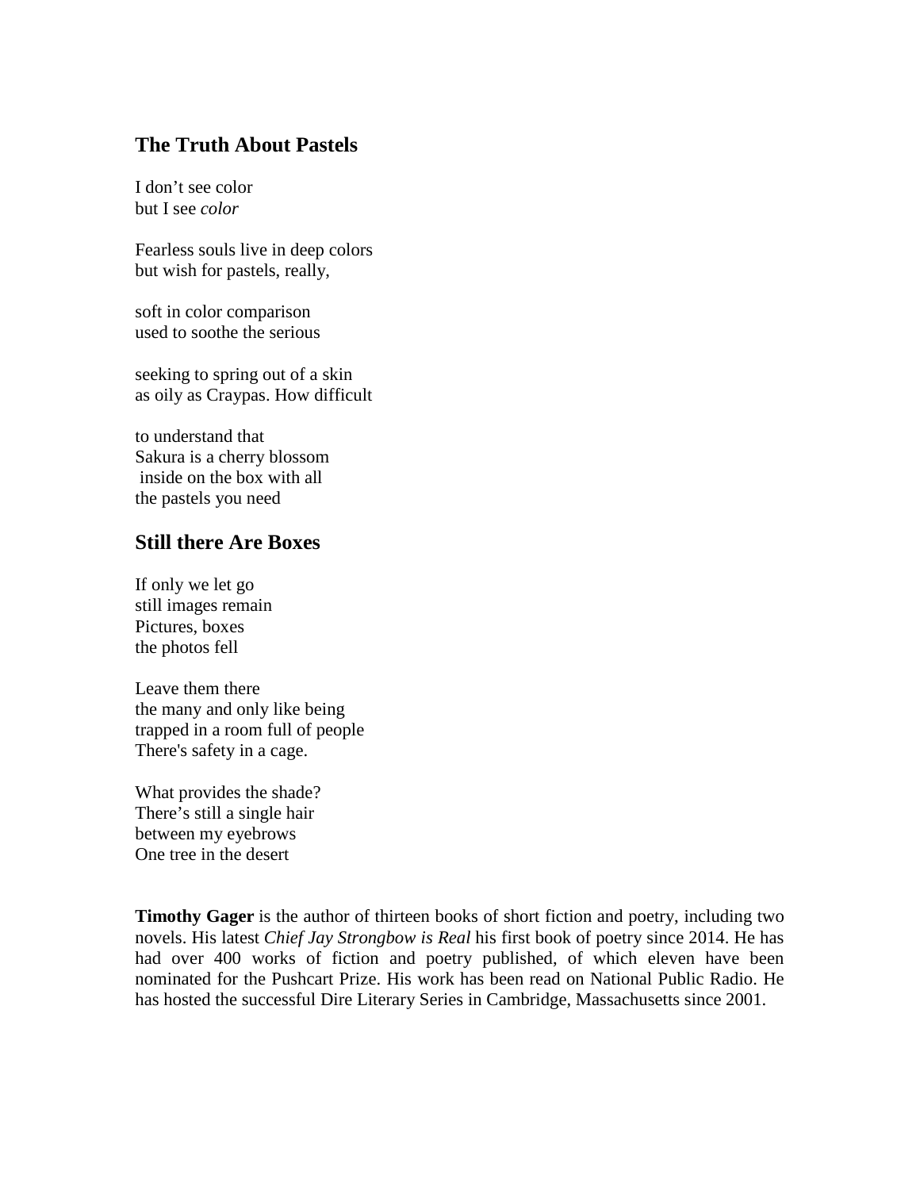## The Truth About Pastels

I don't see color  
but I see *color*

Fearless souls live in deep colors  
but wish for pastels, really,

soft in color comparison  
used to soothe the serious

seeking to spring out of a skin  
as oily as Craypas. How difficult

to understand that  
Sakura is a cherry blossom  
 inside on the box with all  
the pastels you need

## Still there Are Boxes

If only we let go  
still images remain  
Pictures, boxes  
the photos fell

Leave them there  
the many and only like being  
trapped in a room full of people  
There's safety in a cage.

What provides the shade?  
There's still a single hair  
between my eyebrows  
One tree in the desert

**Timothy Gager** is the author of thirteen books of short fiction and poetry, including two novels. His latest *Chief Jay Strongbow is Real* his first book of poetry since 2014. He has had over 400 works of fiction and poetry published, of which eleven have been nominated for the Pushcart Prize. His work has been read on National Public Radio. He has hosted the successful Dire Literary Series in Cambridge, Massachusetts since 2001.